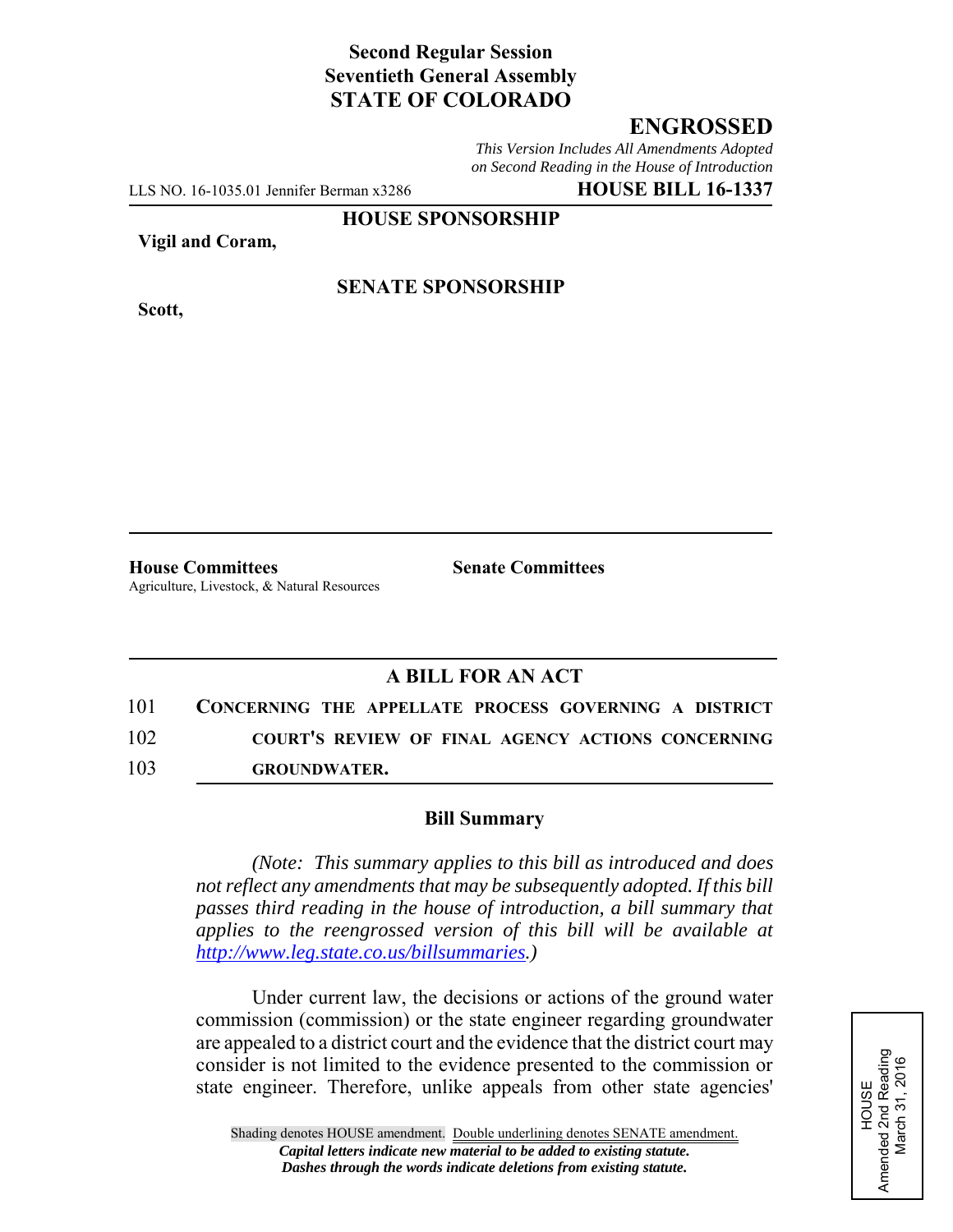**Second Regular Session**
**Seventieth General Assembly**
**STATE OF COLORADO**

# ENGROSSED

*This Version Includes All Amendments Adopted on Second Reading in the House of Introduction*

LLS NO. 16-1035.01 Jennifer Berman x3286 **HOUSE BILL 16-1337**

**HOUSE SPONSORSHIP**

**Vigil and Coram,**

**SENATE SPONSORSHIP**

**Scott,**

**House Committees**
Agriculture, Livestock, & Natural Resources

**Senate Committees**

## A BILL FOR AN ACT

101 **CONCERNING THE APPELLATE PROCESS GOVERNING A DISTRICT**
102 **COURT'S REVIEW OF FINAL AGENCY ACTIONS CONCERNING**
103 **GROUNDWATER.**

### Bill Summary

*(Note: This summary applies to this bill as introduced and does not reflect any amendments that may be subsequently adopted. If this bill passes third reading in the house of introduction, a bill summary that applies to the reengrossed version of this bill will be available at http://www.leg.state.co.us/billsummaries.)*

Under current law, the decisions or actions of the ground water commission (commission) or the state engineer regarding groundwater are appealed to a district court and the evidence that the district court may consider is not limited to the evidence presented to the commission or state engineer. Therefore, unlike appeals from other state agencies'

HOUSE
Amended 2nd Reading
March 31, 2016

Shading denotes HOUSE amendment. Double underlining denotes SENATE amendment.
*Capital letters indicate new material to be added to existing statute.*
*Dashes through the words indicate deletions from existing statute.*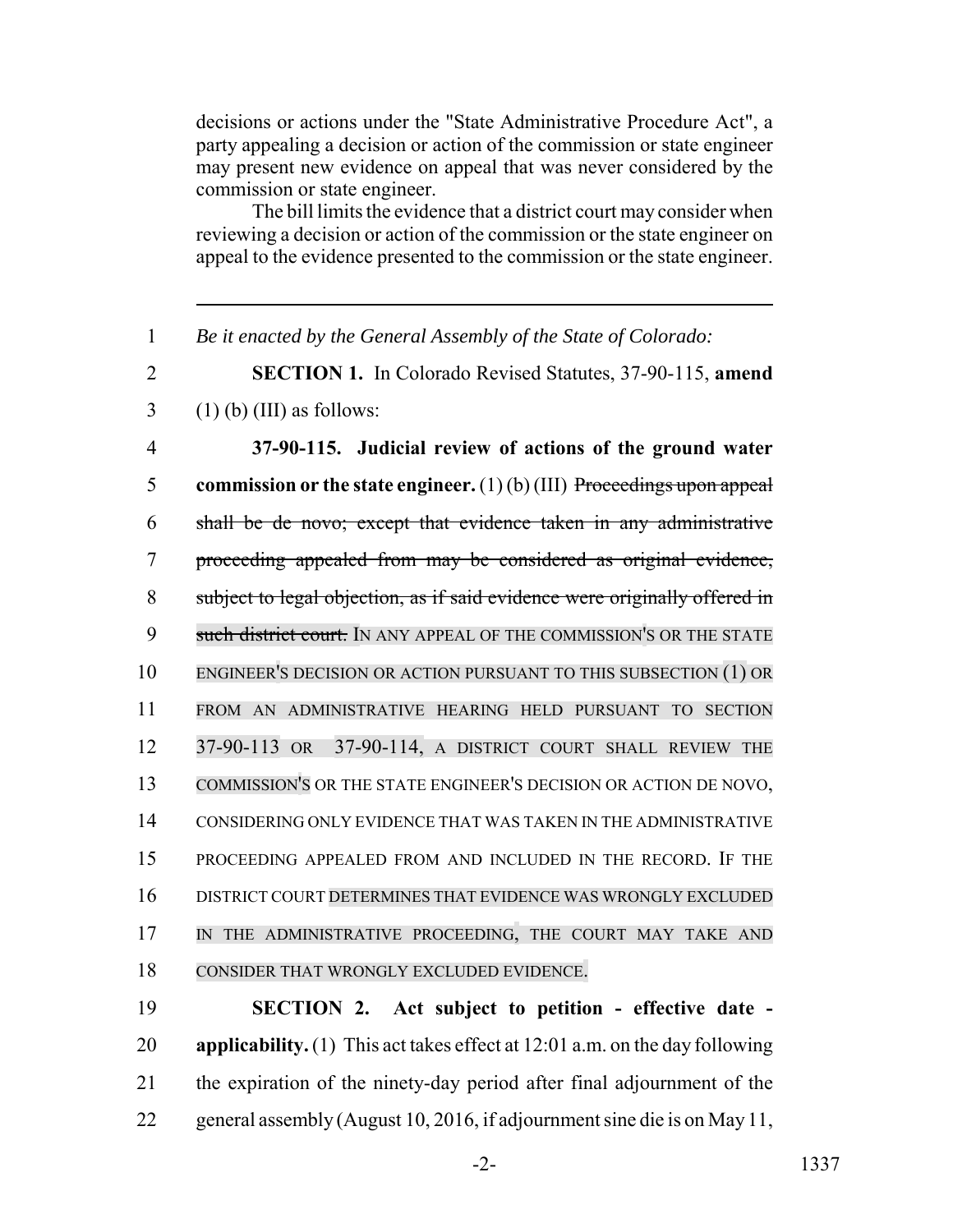decisions or actions under the "State Administrative Procedure Act", a party appealing a decision or action of the commission or state engineer may present new evidence on appeal that was never considered by the commission or state engineer.

The bill limits the evidence that a district court may consider when reviewing a decision or action of the commission or the state engineer on appeal to the evidence presented to the commission or the state engineer.

---

1 *Be it enacted by the General Assembly of the State of Colorado:*

2 **SECTION 1.** In Colorado Revised Statutes, 37-90-115, **amend**
3 (1) (b) (III) as follows:

4 **37-90-115. Judicial review of actions of the ground water**
5 **commission or the state engineer.** (1) (b) (III) ~~Proceedings upon appeal~~
6 ~~shall be de novo; except that evidence taken in any administrative~~
7 ~~proceeding appealed from may be considered as original evidence,~~
8 ~~subject to legal objection, as if said evidence were originally offered in~~
9 ~~such district court.~~ IN ANY APPEAL OF THE COMMISSION'S OR THE STATE
10 ENGINEER'S DECISION OR ACTION PURSUANT TO THIS SUBSECTION (1) OR
11 FROM AN ADMINISTRATIVE HEARING HELD PURSUANT TO SECTION
12 37-90-113 OR 37-90-114, A DISTRICT COURT SHALL REVIEW THE
13 COMMISSION'S OR THE STATE ENGINEER'S DECISION OR ACTION DE NOVO,
14 CONSIDERING ONLY EVIDENCE THAT WAS TAKEN IN THE ADMINISTRATIVE
15 PROCEEDING APPEALED FROM AND INCLUDED IN THE RECORD. IF THE
16 DISTRICT COURT DETERMINES THAT EVIDENCE WAS WRONGLY EXCLUDED
17 IN THE ADMINISTRATIVE PROCEEDING, THE COURT MAY TAKE AND
18 CONSIDER THAT WRONGLY EXCLUDED EVIDENCE.

19 **SECTION 2. Act subject to petition - effective date -**
20 **applicability.** (1) This act takes effect at 12:01 a.m. on the day following
21 the expiration of the ninety-day period after final adjournment of the
22 general assembly (August 10, 2016, if adjournment sine die is on May 11,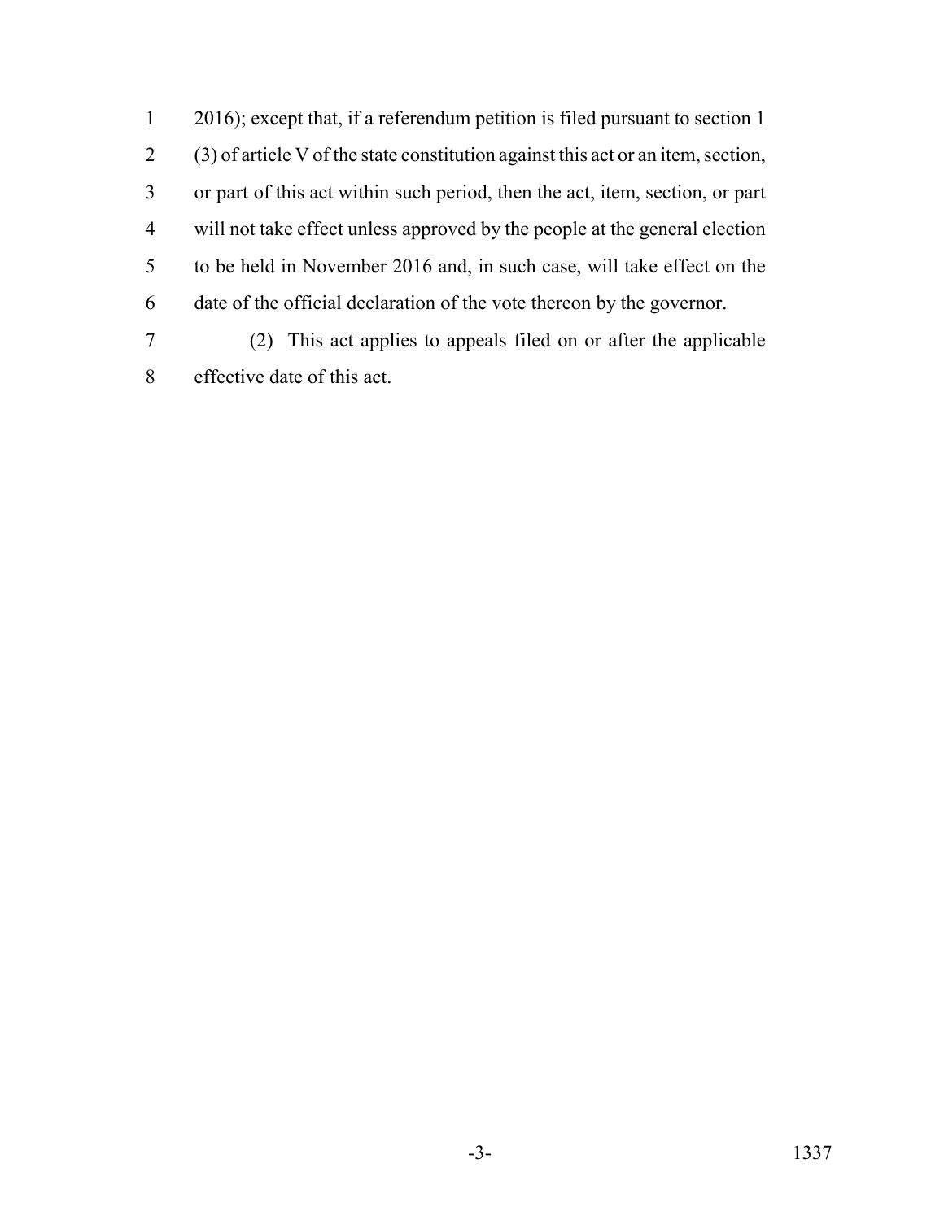2016); except that, if a referendum petition is filed pursuant to section 1 (3) of article V of the state constitution against this act or an item, section, or part of this act within such period, then the act, item, section, or part will not take effect unless approved by the people at the general election to be held in November 2016 and, in such case, will take effect on the date of the official declaration of the vote thereon by the governor.

(2) This act applies to appeals filed on or after the applicable effective date of this act.